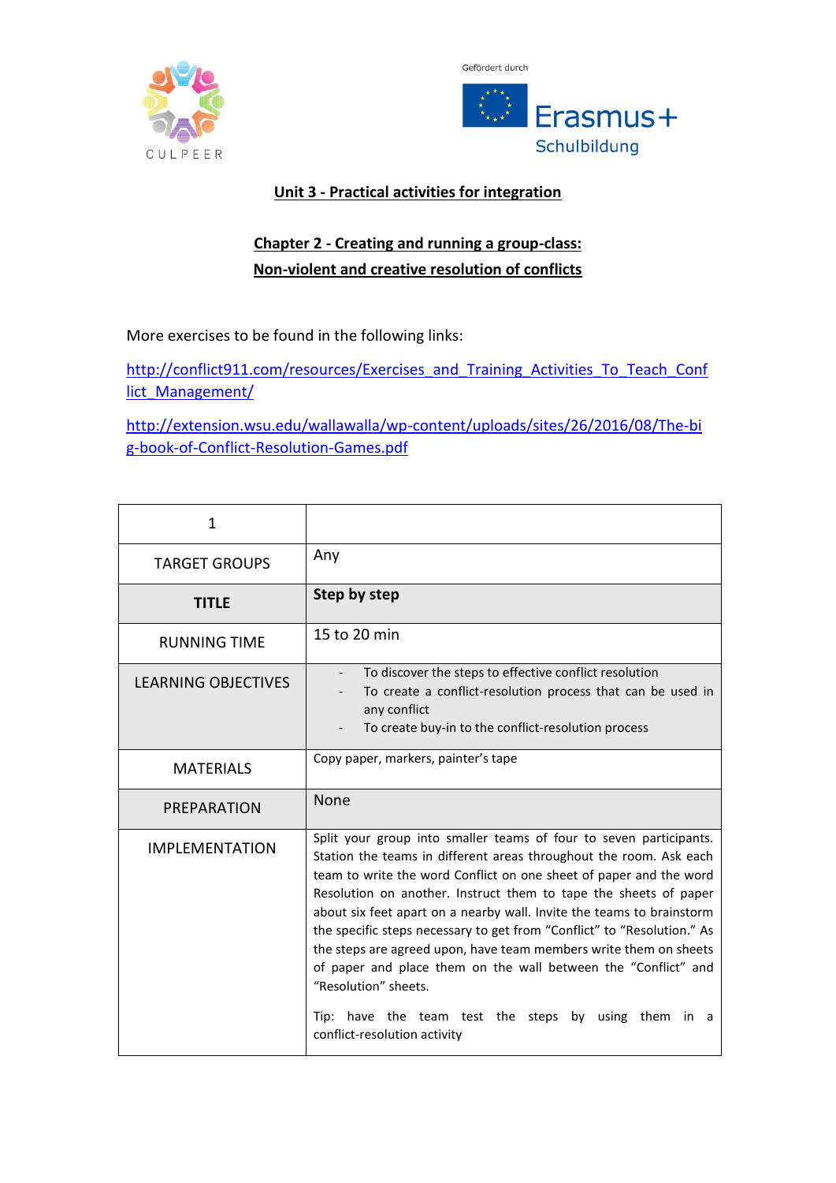## Unit 3 - Practical activities for integration

## Chapter 2 - Creating and running a group-class: Non-violent and creative resolution of conflicts

More exercises to be found in the following links:

http://conflict911.com/resources/Exercises_and_Training_Activities_To_Teach_Conflict_Management/

http://extension.wsu.edu/wallawalla/wp-content/uploads/sites/26/2016/08/The-big-book-of-Conflict-Resolution-Games.pdf

| 1 | |
|---|---|
| TARGET GROUPS | Any |
| **TITLE** | **Step by step** |
| RUNNING TIME | 15 to 20 min |
| LEARNING OBJECTIVES | - To discover the steps to effective conflict resolution<br>- To create a conflict-resolution process that can be used in any conflict<br>- To create buy-in to the conflict-resolution process |
| MATERIALS | Copy paper, markers, painter's tape |
| PREPARATION | None |
| IMPLEMENTATION | Split your group into smaller teams of four to seven participants. Station the teams in different areas throughout the room. Ask each team to write the word Conflict on one sheet of paper and the word Resolution on another. Instruct them to tape the sheets of paper about six feet apart on a nearby wall. Invite the teams to brainstorm the specific steps necessary to get from "Conflict" to "Resolution." As the steps are agreed upon, have team members write them on sheets of paper and place them on the wall between the "Conflict" and "Resolution" sheets.<br><br>Tip: have the team test the steps by using them in a conflict-resolution activity |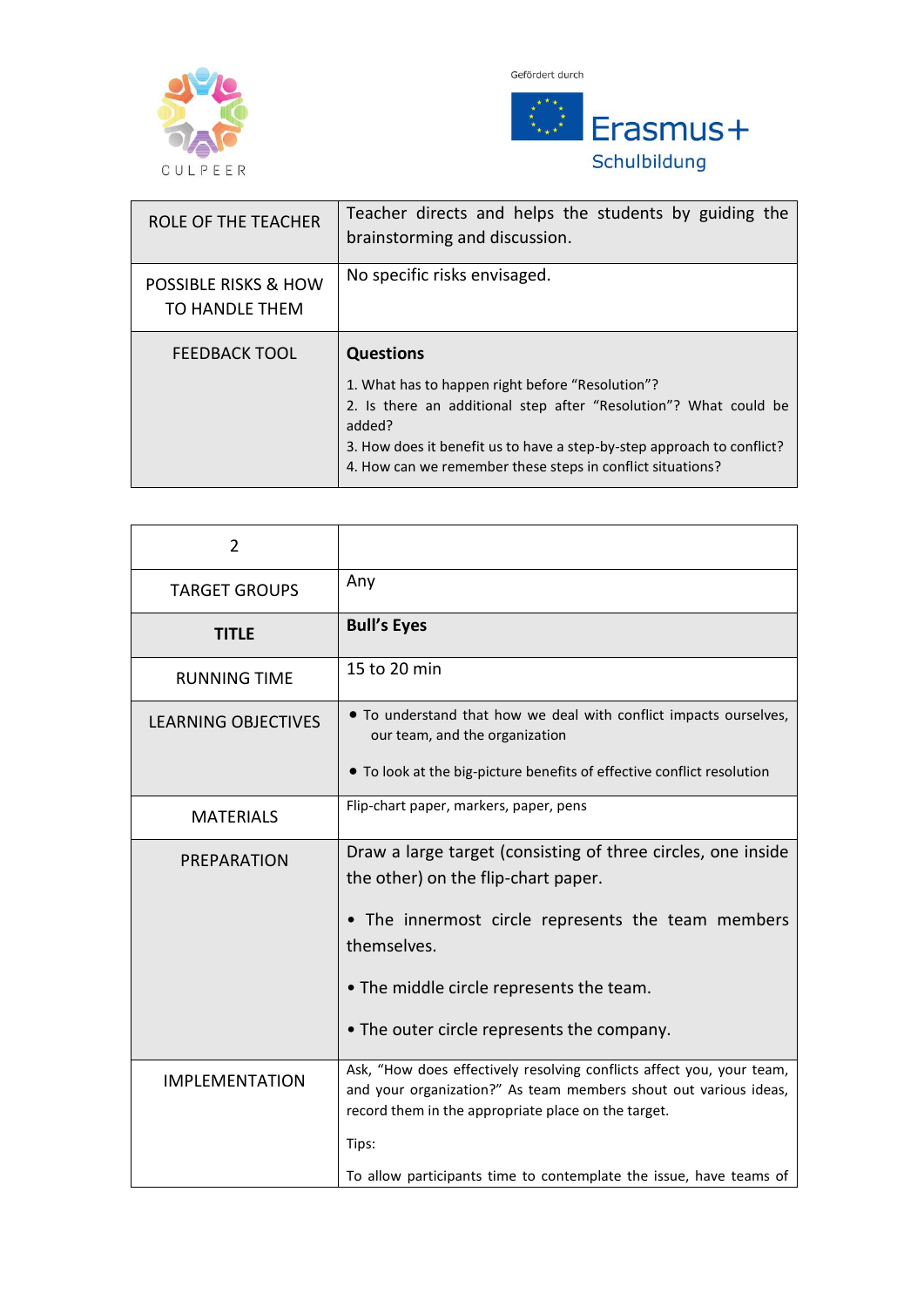| | |
|---|---|
| ROLE OF THE TEACHER | Teacher directs and helps the students by guiding the brainstorming and discussion. |
| POSSIBLE RISKS & HOW TO HANDLE THEM | No specific risks envisaged. |
| FEEDBACK TOOL | **Questions**<br>1. What has to happen right before "Resolution"?<br>2. Is there an additional step after "Resolution"? What could be added?<br>3. How does it benefit us to have a step-by-step approach to conflict?<br>4. How can we remember these steps in conflict situations? |

| 2 | |
|---|---|
| TARGET GROUPS | Any |
| **TITLE** | **Bull's Eyes** |
| RUNNING TIME | 15 to 20 min |
| LEARNING OBJECTIVES | • To understand that how we deal with conflict impacts ourselves, our team, and the organization<br>• To look at the big-picture benefits of effective conflict resolution |
| MATERIALS | Flip-chart paper, markers, paper, pens |
| PREPARATION | Draw a large target (consisting of three circles, one inside the other) on the flip-chart paper.<br>• The innermost circle represents the team members themselves.<br>• The middle circle represents the team.<br>• The outer circle represents the company. |
| IMPLEMENTATION | Ask, "How does effectively resolving conflicts affect you, your team, and your organization?" As team members shout out various ideas, record them in the appropriate place on the target.<br>Tips:<br>To allow participants time to contemplate the issue, have teams of |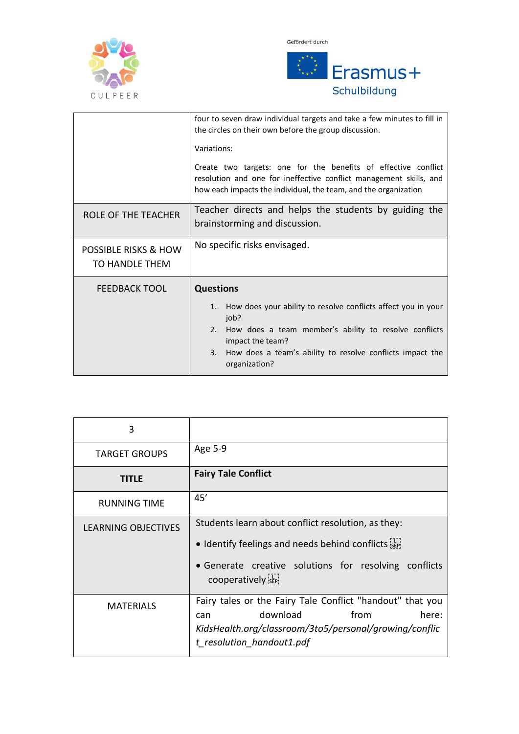| | |
|---|---|
| | four to seven draw individual targets and take a few minutes to fill in the circles on their own before the group discussion.<br><br>Variations:<br><br>Create two targets: one for the benefits of effective conflict resolution and one for ineffective conflict management skills, and how each impacts the individual, the team, and the organization |
| ROLE OF THE TEACHER | Teacher directs and helps the students by guiding the brainstorming and discussion. |
| POSSIBLE RISKS & HOW TO HANDLE THEM | No specific risks envisaged. |
| FEEDBACK TOOL | **Questions**<br><br>1. How does your ability to resolve conflicts affect you in your job?<br>2. How does a team member's ability to resolve conflicts impact the team?<br>3. How does a team's ability to resolve conflicts impact the organization? |

| 3 | |
|---|---|
| TARGET GROUPS | Age 5-9 |
| **TITLE** | **Fairy Tale Conflict** |
| RUNNING TIME | 45' |
| LEARNING OBJECTIVES | Students learn about conflict resolution, as they:<br><br>• Identify feelings and needs behind conflicts<br><br>• Generate creative solutions for resolving conflicts cooperatively |
| MATERIALS | Fairy tales or the Fairy Tale Conflict "handout" that you can download from here: *KidsHealth.org/classroom/3to5/personal/growing/conflict_resolution_handout1.pdf* |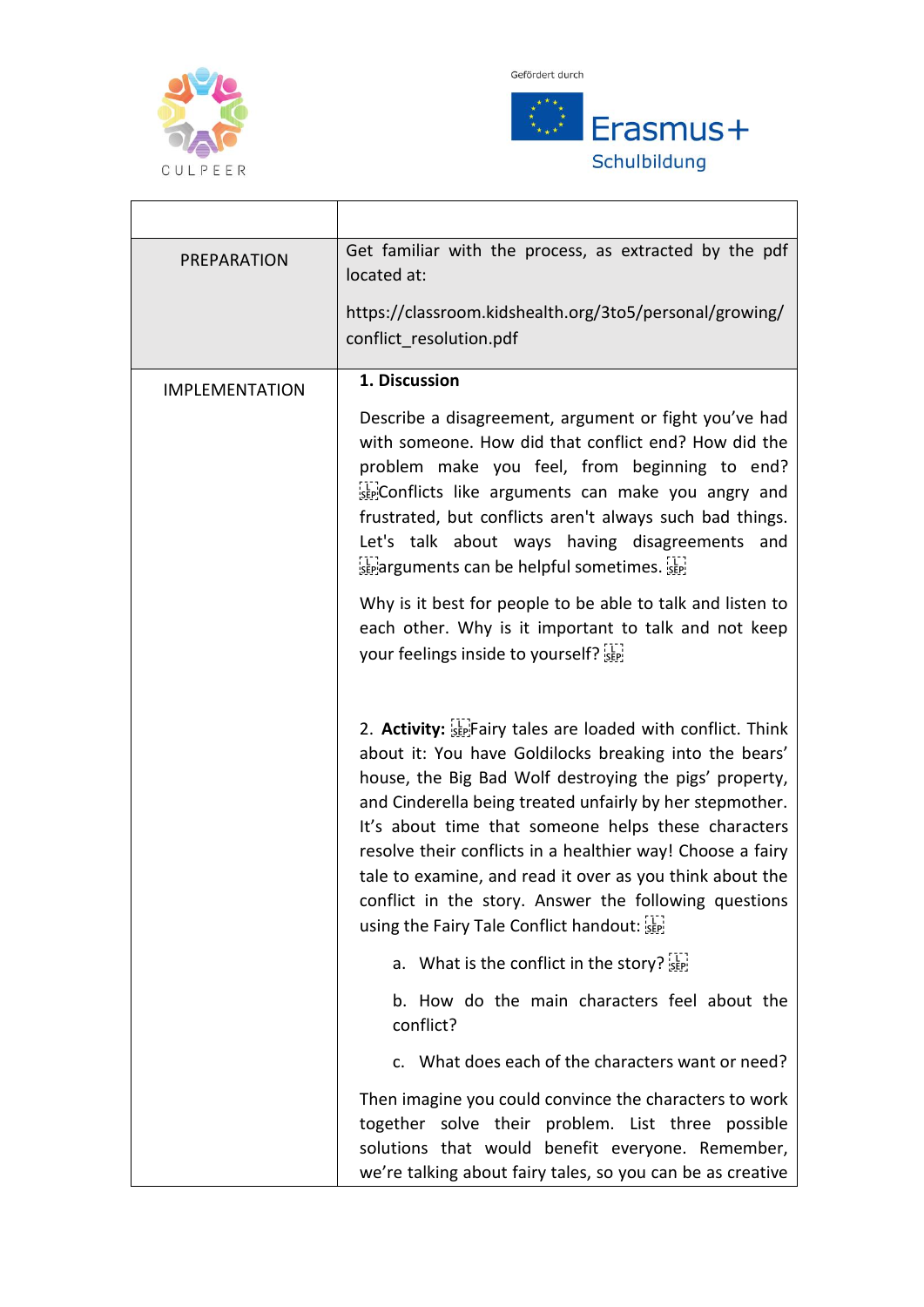|  |  |
| --- | --- |
| PREPARATION | Get familiar with the process, as extracted by the pdf located at:<br><br>https://classroom.kidshealth.org/3to5/personal/growing/conflict_resolution.pdf |
| IMPLEMENTATION | **1. Discussion**<br><br>Describe a disagreement, argument or fight you've had with someone. How did that conflict end? How did the problem make you feel, from beginning to end? Conflicts like arguments can make you angry and frustrated, but conflicts aren't always such bad things. Let's talk about ways having disagreements and arguments can be helpful sometimes.<br><br>Why is it best for people to be able to talk and listen to each other. Why is it important to talk and not keep your feelings inside to yourself?<br><br>2. **Activity:** Fairy tales are loaded with conflict. Think about it: You have Goldilocks breaking into the bears' house, the Big Bad Wolf destroying the pigs' property, and Cinderella being treated unfairly by her stepmother. It's about time that someone helps these characters resolve their conflicts in a healthier way! Choose a fairy tale to examine, and read it over as you think about the conflict in the story. Answer the following questions using the Fairy Tale Conflict handout:<br><br>a. What is the conflict in the story?<br><br>b. How do the main characters feel about the conflict?<br><br>c. What does each of the characters want or need?<br><br>Then imagine you could convince the characters to work together solve their problem. List three possible solutions that would benefit everyone. Remember, we're talking about fairy tales, so you can be as creative |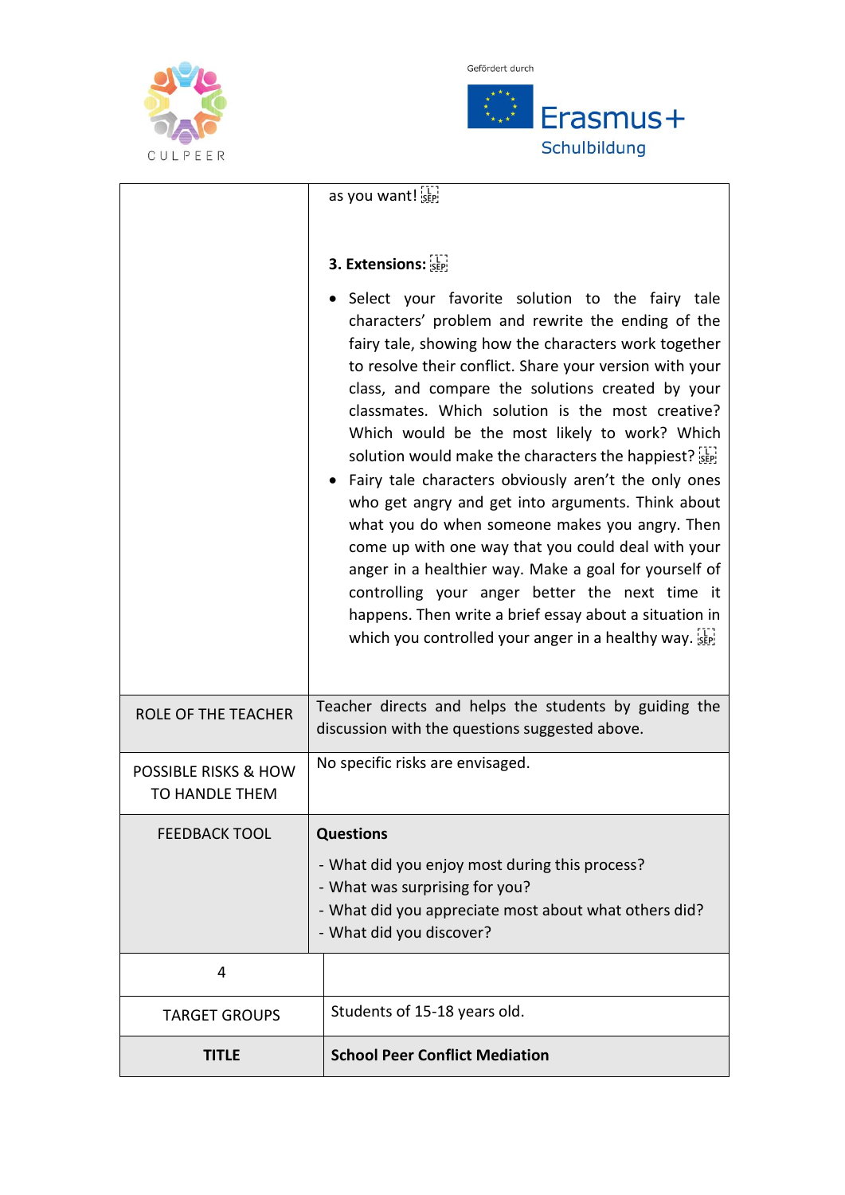| | |
|---|---|
| | as you want!<br><br>**3. Extensions:**<br><br>• Select your favorite solution to the fairy tale characters' problem and rewrite the ending of the fairy tale, showing how the characters work together to resolve their conflict. Share your version with your class, and compare the solutions created by your classmates. Which solution is the most creative? Which would be the most likely to work? Which solution would make the characters the happiest?<br>• Fairy tale characters obviously aren't the only ones who get angry and get into arguments. Think about what you do when someone makes you angry. Then come up with one way that you could deal with your anger in a healthier way. Make a goal for yourself of controlling your anger better the next time it happens. Then write a brief essay about a situation in which you controlled your anger in a healthy way. |
| ROLE OF THE TEACHER | Teacher directs and helps the students by guiding the discussion with the questions suggested above. |
| POSSIBLE RISKS & HOW TO HANDLE THEM | No specific risks are envisaged. |
| FEEDBACK TOOL | **Questions**<br><br>- What did you enjoy most during this process?<br>- What was surprising for you?<br>- What did you appreciate most about what others did?<br>- What did you discover? |

| 4 | |
|---|---|
| TARGET GROUPS | Students of 15-18 years old. |
| **TITLE** | **School Peer Conflict Mediation** |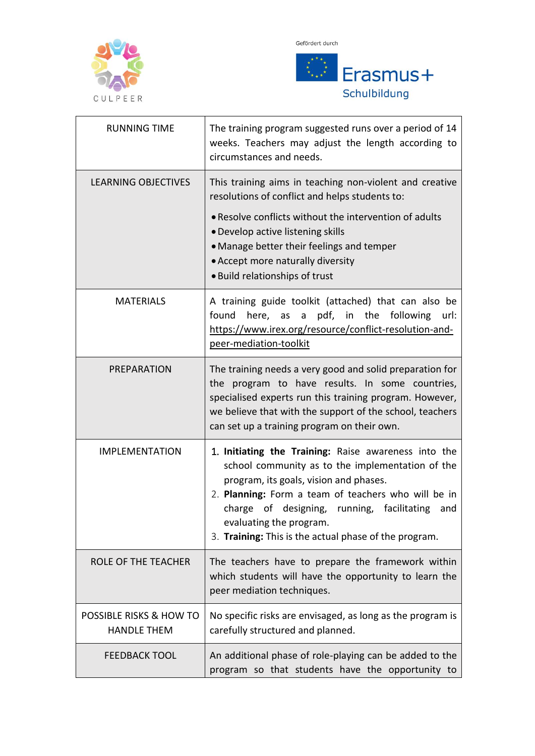| RUNNING TIME | The training program suggested runs over a period of 14 weeks. Teachers may adjust the length according to circumstances and needs. |
| --- | --- |
| LEARNING OBJECTIVES | This training aims in teaching non-violent and creative resolutions of conflict and helps students to: <br>• Resolve conflicts without the intervention of adults <br>• Develop active listening skills <br>• Manage better their feelings and temper <br>• Accept more naturally diversity <br>• Build relationships of trust |
| MATERIALS | A training guide toolkit (attached) that can also be found here, as a pdf, in the following url: https://www.irex.org/resource/conflict-resolution-and-peer-mediation-toolkit |
| PREPARATION | The training needs a very good and solid preparation for the program to have results. In some countries, specialised experts run this training program. However, we believe that with the support of the school, teachers can set up a training program on their own. |
| IMPLEMENTATION | 1. **Initiating the Training:** Raise awareness into the school community as to the implementation of the program, its goals, vision and phases. <br>2. **Planning:** Form a team of teachers who will be in charge of designing, running, facilitating and evaluating the program. <br>3. **Training:** This is the actual phase of the program. |
| ROLE OF THE TEACHER | The teachers have to prepare the framework within which students will have the opportunity to learn the peer mediation techniques. |
| POSSIBLE RISKS & HOW TO HANDLE THEM | No specific risks are envisaged, as long as the program is carefully structured and planned. |
| FEEDBACK TOOL | An additional phase of role-playing can be added to the program so that students have the opportunity to |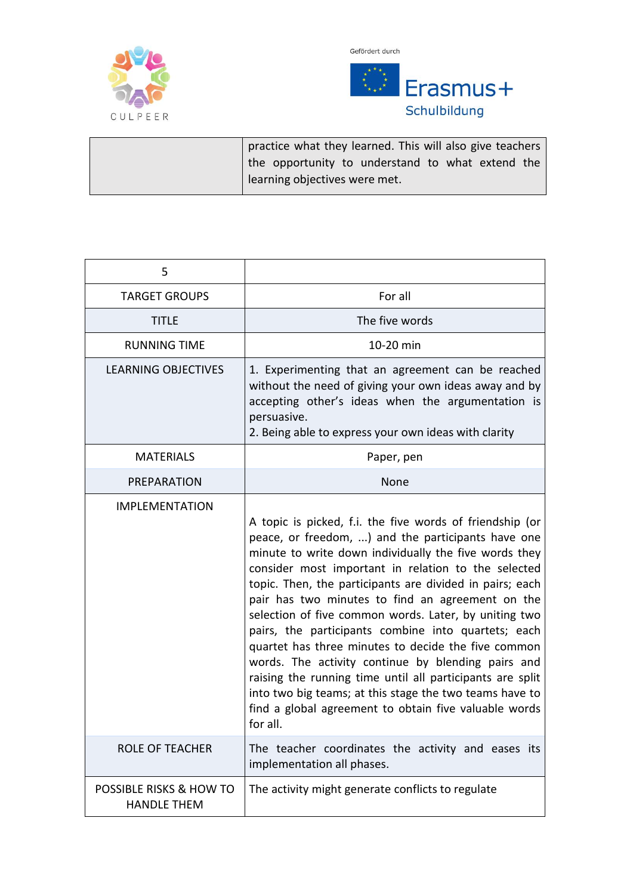| | practice what they learned. This will also give teachers the opportunity to understand to what extend the learning objectives were met. |
|---|---|

| 5 | |
|---|---|
| TARGET GROUPS | For all |
| TITLE | The five words |
| RUNNING TIME | 10-20 min |
| LEARNING OBJECTIVES | 1. Experimenting that an agreement can be reached without the need of giving your own ideas away and by accepting other's ideas when the argumentation is persuasive.<br>2. Being able to express your own ideas with clarity |
| MATERIALS | Paper, pen |
| PREPARATION | None |
| IMPLEMENTATION | A topic is picked, f.i. the five words of friendship (or peace, or freedom, ...) and the participants have one minute to write down individually the five words they consider most important in relation to the selected topic. Then, the participants are divided in pairs; each pair has two minutes to find an agreement on the selection of five common words. Later, by uniting two pairs, the participants combine into quartets; each quartet has three minutes to decide the five common words. The activity continue by blending pairs and raising the running time until all participants are split into two big teams; at this stage the two teams have to find a global agreement to obtain five valuable words for all. |
| ROLE OF TEACHER | The teacher coordinates the activity and eases its implementation all phases. |
| POSSIBLE RISKS & HOW TO HANDLE THEM | The activity might generate conflicts to regulate |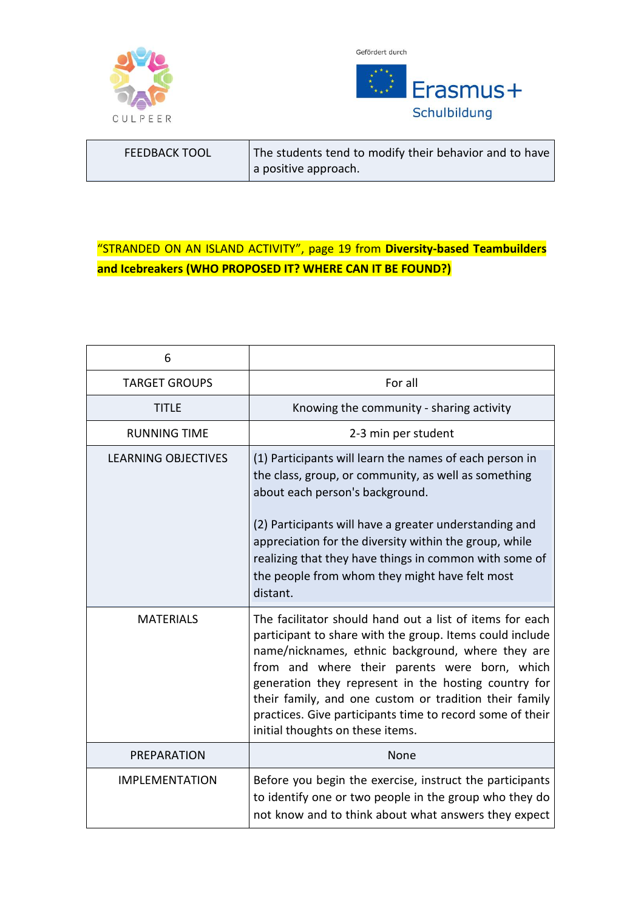| FEEDBACK TOOL | The students tend to modify their behavior and to have a positive approach. |
| --- | --- |

"STRANDED ON AN ISLAND ACTIVITY", page 19 from **Diversity-based Teambuilders and Icebreakers (WHO PROPOSED IT? WHERE CAN IT BE FOUND?)**

| 6 | |
| --- | --- |
| TARGET GROUPS | For all |
| TITLE | Knowing the community - sharing activity |
| RUNNING TIME | 2-3 min per student |
| LEARNING OBJECTIVES | (1) Participants will learn the names of each person in the class, group, or community, as well as something about each person's background.<br><br>(2) Participants will have a greater understanding and appreciation for the diversity within the group, while realizing that they have things in common with some of the people from whom they might have felt most distant. |
| MATERIALS | The facilitator should hand out a list of items for each participant to share with the group. Items could include name/nicknames, ethnic background, where they are from and where their parents were born, which generation they represent in the hosting country for their family, and one custom or tradition their family practices. Give participants time to record some of their initial thoughts on these items. |
| PREPARATION | None |
| IMPLEMENTATION | Before you begin the exercise, instruct the participants to identify one or two people in the group who they do not know and to think about what answers they expect |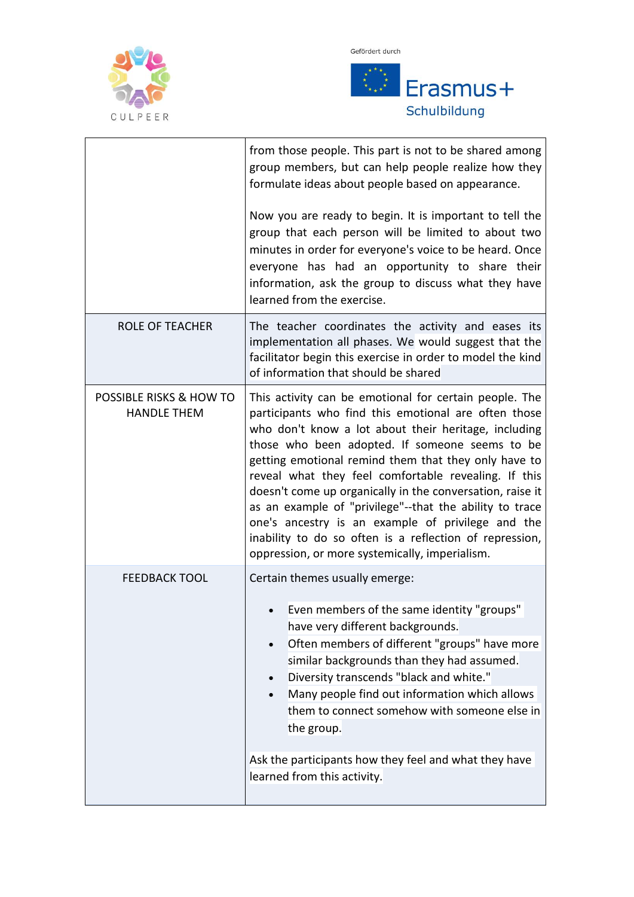|  |  |
|---|---|
|  | from those people. This part is not to be shared among group members, but can help people realize how they formulate ideas about people based on appearance.<br><br>Now you are ready to begin. It is important to tell the group that each person will be limited to about two minutes in order for everyone's voice to be heard. Once everyone has had an opportunity to share their information, ask the group to discuss what they have learned from the exercise. |
| ROLE OF TEACHER | The teacher coordinates the activity and eases its implementation all phases. We would suggest that the facilitator begin this exercise in order to model the kind of information that should be shared |
| POSSIBLE RISKS & HOW TO HANDLE THEM | This activity can be emotional for certain people. The participants who find this emotional are often those who don't know a lot about their heritage, including those who been adopted. If someone seems to be getting emotional remind them that they only have to reveal what they feel comfortable revealing. If this doesn't come up organically in the conversation, raise it as an example of "privilege"--that the ability to trace one's ancestry is an example of privilege and the inability to do so often is a reflection of repression, oppression, or more systemically, imperialism. |
| FEEDBACK TOOL | Certain themes usually emerge:<br><br>• Even members of the same identity "groups" have very different backgrounds.<br>• Often members of different "groups" have more similar backgrounds than they had assumed.<br>• Diversity transcends "black and white."<br>• Many people find out information which allows them to connect somehow with someone else in the group.<br><br>Ask the participants how they feel and what they have learned from this activity. |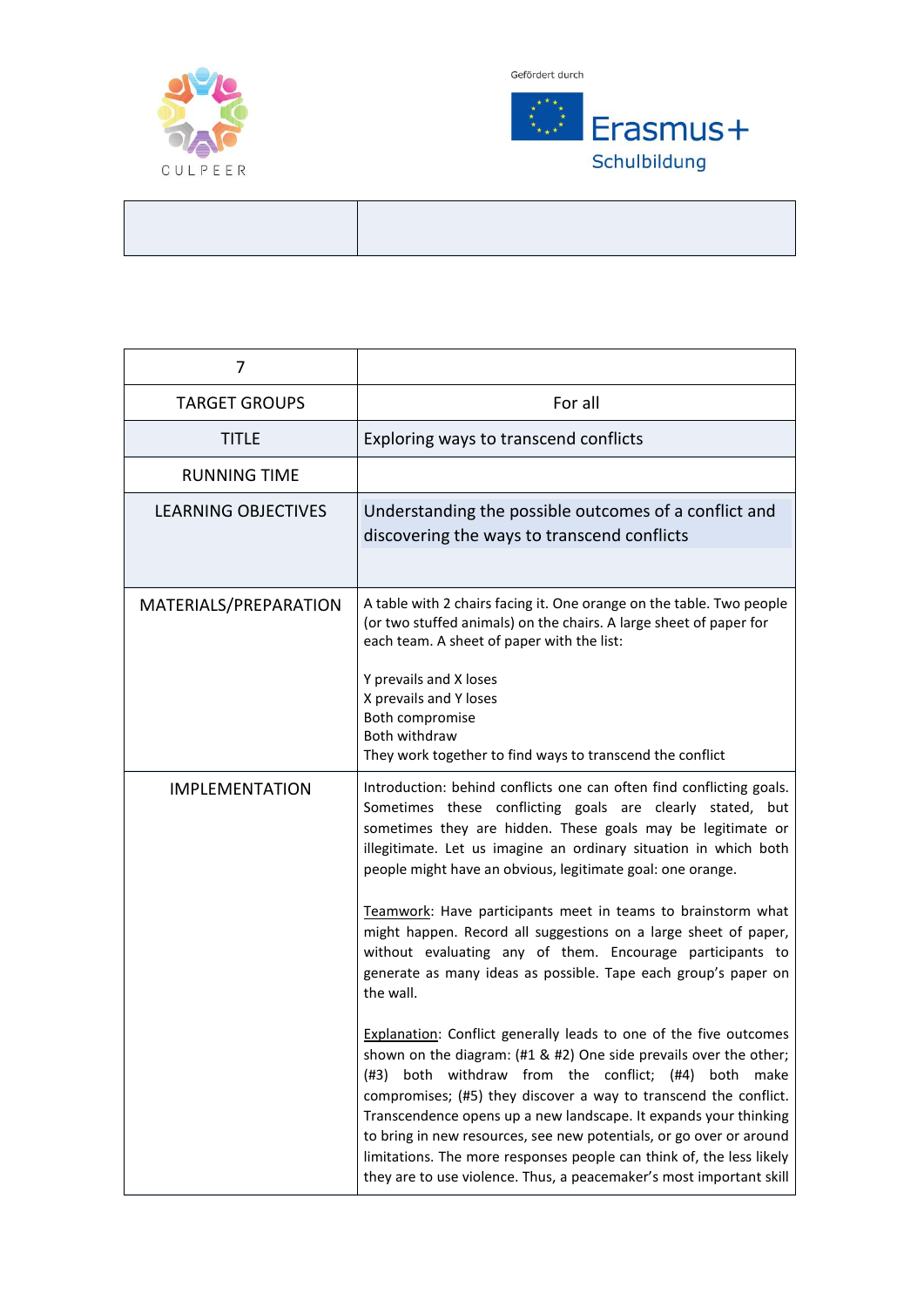| | |
|---|---|
| | |

| 7 | |
|---|---|
| TARGET GROUPS | For all |
| TITLE | Exploring ways to transcend conflicts |
| RUNNING TIME | |
| LEARNING OBJECTIVES | Understanding the possible outcomes of a conflict and discovering the ways to transcend conflicts |
| MATERIALS/PREPARATION | A table with 2 chairs facing it. One orange on the table. Two people (or two stuffed animals) on the chairs. A large sheet of paper for each team. A sheet of paper with the list:<br><br>Y prevails and X loses<br>X prevails and Y loses<br>Both compromise<br>Both withdraw<br>They work together to find ways to transcend the conflict |
| IMPLEMENTATION | Introduction: behind conflicts one can often find conflicting goals. Sometimes these conflicting goals are clearly stated, but sometimes they are hidden. These goals may be legitimate or illegitimate. Let us imagine an ordinary situation in which both people might have an obvious, legitimate goal: one orange.<br><br>Teamwork: Have participants meet in teams to brainstorm what might happen. Record all suggestions on a large sheet of paper, without evaluating any of them. Encourage participants to generate as many ideas as possible. Tape each group's paper on the wall.<br><br>Explanation: Conflict generally leads to one of the five outcomes shown on the diagram: (#1 & #2) One side prevails over the other; (#3) both withdraw from the conflict; (#4) both make compromises; (#5) they discover a way to transcend the conflict. Transcendence opens up a new landscape. It expands your thinking to bring in new resources, see new potentials, or go over or around limitations. The more responses people can think of, the less likely they are to use violence. Thus, a peacemaker's most important skill |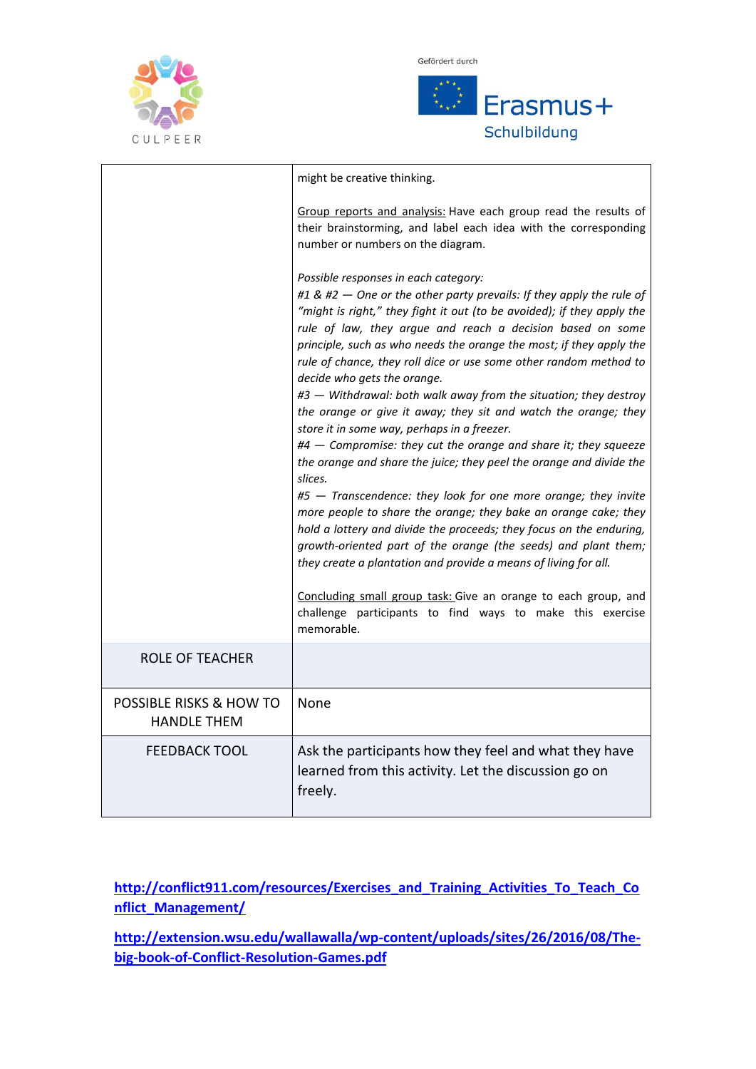| | |
|---|---|
| | might be creative thinking.<br><br>Group reports and analysis: Have each group read the results of their brainstorming, and label each idea with the corresponding number or numbers on the diagram.<br><br>*Possible responses in each category:*<br>*#1 & #2 — One or the other party prevails: If they apply the rule of "might is right," they fight it out (to be avoided); if they apply the rule of law, they argue and reach a decision based on some principle, such as who needs the orange the most; if they apply the rule of chance, they roll dice or use some other random method to decide who gets the orange.*<br>*#3 — Withdrawal: both walk away from the situation; they destroy the orange or give it away; they sit and watch the orange; they store it in some way, perhaps in a freezer.*<br>*#4 — Compromise: they cut the orange and share it; they squeeze the orange and share the juice; they peel the orange and divide the slices.*<br>*#5 — Transcendence: they look for one more orange; they invite more people to share the orange; they bake an orange cake; they hold a lottery and divide the proceeds; they focus on the enduring, growth-oriented part of the orange (the seeds) and plant them; they create a plantation and provide a means of living for all.*<br><br>Concluding small group task: Give an orange to each group, and challenge participants to find ways to make this exercise memorable. |
| ROLE OF TEACHER | |
| POSSIBLE RISKS & HOW TO HANDLE THEM | None |
| FEEDBACK TOOL | Ask the participants how they feel and what they have learned from this activity. Let the discussion go on freely. |

**http://conflict911.com/resources/Exercises_and_Training_Activities_To_Teach_Conflict_Management/**

**http://extension.wsu.edu/wallawalla/wp-content/uploads/sites/26/2016/08/The-big-book-of-Conflict-Resolution-Games.pdf**